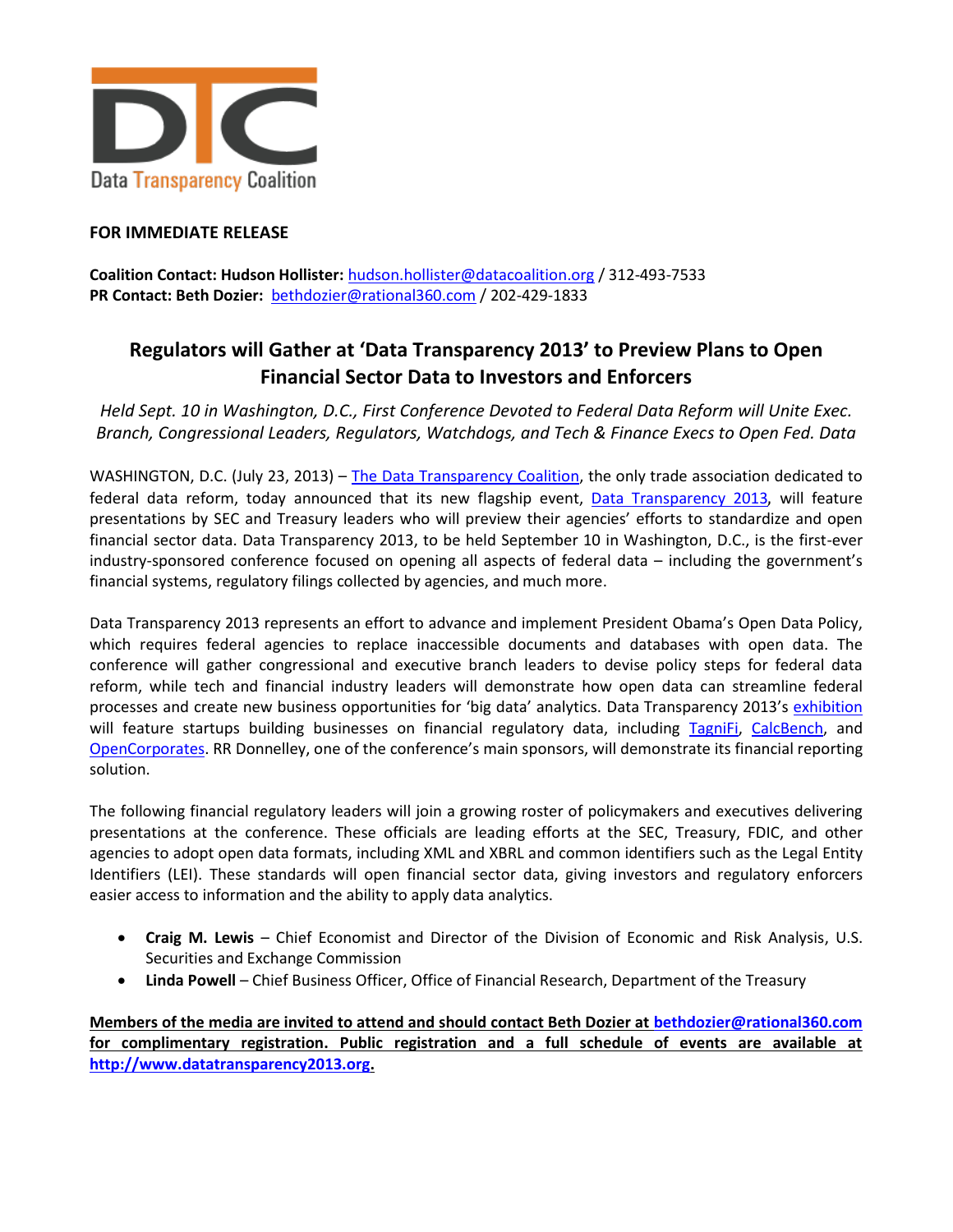DTC
Data Transparency Coalition

**FOR IMMEDIATE RELEASE**

**Coalition Contact: Hudson Hollister:** hudson.hollister@datacoalition.org / 312-493-7533
**PR Contact: Beth Dozier:** bethdozier@rational360.com / 202-429-1833

## Regulators will Gather at 'Data Transparency 2013' to Preview Plans to Open Financial Sector Data to Investors and Enforcers

*Held Sept. 10 in Washington, D.C., First Conference Devoted to Federal Data Reform will Unite Exec. Branch, Congressional Leaders, Regulators, Watchdogs, and Tech & Finance Execs to Open Fed. Data*

WASHINGTON, D.C. (July 23, 2013) – The Data Transparency Coalition, the only trade association dedicated to federal data reform, today announced that its new flagship event, Data Transparency 2013, will feature presentations by SEC and Treasury leaders who will preview their agencies' efforts to standardize and open financial sector data. Data Transparency 2013, to be held September 10 in Washington, D.C., is the first-ever industry-sponsored conference focused on opening all aspects of federal data – including the government's financial systems, regulatory filings collected by agencies, and much more.

Data Transparency 2013 represents an effort to advance and implement President Obama's Open Data Policy, which requires federal agencies to replace inaccessible documents and databases with open data. The conference will gather congressional and executive branch leaders to devise policy steps for federal data reform, while tech and financial industry leaders will demonstrate how open data can streamline federal processes and create new business opportunities for 'big data' analytics. Data Transparency 2013's exhibition will feature startups building businesses on financial regulatory data, including TagniFi, CalcBench, and OpenCorporates. RR Donnelley, one of the conference's main sponsors, will demonstrate its financial reporting solution.

The following financial regulatory leaders will join a growing roster of policymakers and executives delivering presentations at the conference. These officials are leading efforts at the SEC, Treasury, FDIC, and other agencies to adopt open data formats, including XML and XBRL and common identifiers such as the Legal Entity Identifiers (LEI). These standards will open financial sector data, giving investors and regulatory enforcers easier access to information and the ability to apply data analytics.

- **Craig M. Lewis** – Chief Economist and Director of the Division of Economic and Risk Analysis, U.S. Securities and Exchange Commission
- **Linda Powell** – Chief Business Officer, Office of Financial Research, Department of the Treasury

**Members of the media are invited to attend and should contact Beth Dozier at bethdozier@rational360.com for complimentary registration. Public registration and a full schedule of events are available at http://www.datatransparency2013.org.**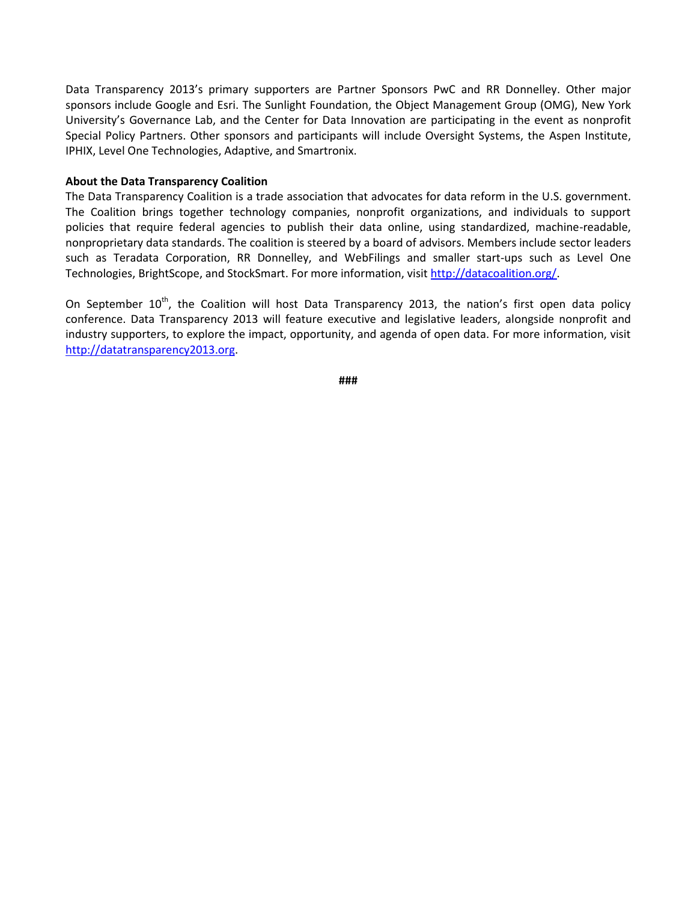Data Transparency 2013's primary supporters are Partner Sponsors PwC and RR Donnelley. Other major sponsors include Google and Esri. The Sunlight Foundation, the Object Management Group (OMG), New York University's Governance Lab, and the Center for Data Innovation are participating in the event as nonprofit Special Policy Partners. Other sponsors and participants will include Oversight Systems, the Aspen Institute, IPHIX, Level One Technologies, Adaptive, and Smartronix.

**About the Data Transparency Coalition**

The Data Transparency Coalition is a trade association that advocates for data reform in the U.S. government. The Coalition brings together technology companies, nonprofit organizations, and individuals to support policies that require federal agencies to publish their data online, using standardized, machine-readable, nonproprietary data standards. The coalition is steered by a board of advisors. Members include sector leaders such as Teradata Corporation, RR Donnelley, and WebFilings and smaller start-ups such as Level One Technologies, BrightScope, and StockSmart. For more information, visit http://datacoalition.org/.

On September 10th, the Coalition will host Data Transparency 2013, the nation's first open data policy conference. Data Transparency 2013 will feature executive and legislative leaders, alongside nonprofit and industry supporters, to explore the impact, opportunity, and agenda of open data. For more information, visit http://datatransparency2013.org.

###